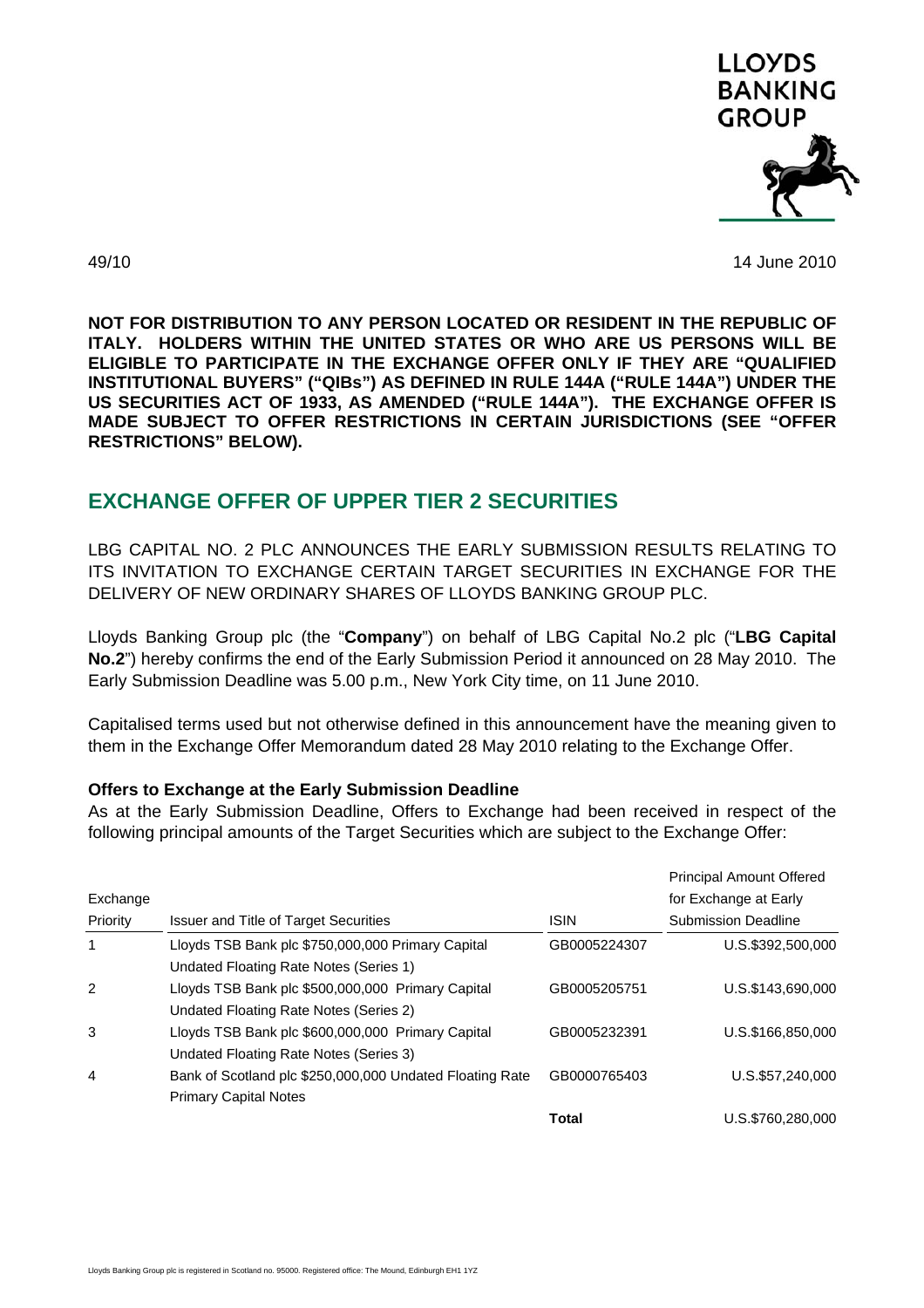LLOYDS BANKING GROUP

49/10

14 June 2010

**NOT FOR DISTRIBUTION TO ANY PERSON LOCATED OR RESIDENT IN THE REPUBLIC OF ITALY. HOLDERS WITHIN THE UNITED STATES OR WHO ARE US PERSONS WILL BE ELIGIBLE TO PARTICIPATE IN THE EXCHANGE OFFER ONLY IF THEY ARE "QUALIFIED INSTITUTIONAL BUYERS" ("QIBs") AS DEFINED IN RULE 144A ("RULE 144A") UNDER THE US SECURITIES ACT OF 1933, AS AMENDED ("RULE 144A"). THE EXCHANGE OFFER IS MADE SUBJECT TO OFFER RESTRICTIONS IN CERTAIN JURISDICTIONS (SEE "OFFER RESTRICTIONS" BELOW).**

## EXCHANGE OFFER OF UPPER TIER 2 SECURITIES

LBG CAPITAL NO. 2 PLC ANNOUNCES THE EARLY SUBMISSION RESULTS RELATING TO ITS INVITATION TO EXCHANGE CERTAIN TARGET SECURITIES IN EXCHANGE FOR THE DELIVERY OF NEW ORDINARY SHARES OF LLOYDS BANKING GROUP PLC.

Lloyds Banking Group plc (the "**Company**") on behalf of LBG Capital No.2 plc ("**LBG Capital No.2**") hereby confirms the end of the Early Submission Period it announced on 28 May 2010. The Early Submission Deadline was 5.00 p.m., New York City time, on 11 June 2010.

Capitalised terms used but not otherwise defined in this announcement have the meaning given to them in the Exchange Offer Memorandum dated 28 May 2010 relating to the Exchange Offer.

**Offers to Exchange at the Early Submission Deadline**

As at the Early Submission Deadline, Offers to Exchange had been received in respect of the following principal amounts of the Target Securities which are subject to the Exchange Offer:

| Exchange Priority | Issuer and Title of Target Securities | ISIN | Principal Amount Offered for Exchange at Early Submission Deadline |
|---|---|---|---|
| 1 | Lloyds TSB Bank plc $750,000,000 Primary Capital Undated Floating Rate Notes (Series 1) | GB0005224307 | U.S.$392,500,000 |
| 2 | Lloyds TSB Bank plc $500,000,000 Primary Capital Undated Floating Rate Notes (Series 2) | GB0005205751 | U.S.$143,690,000 |
| 3 | Lloyds TSB Bank plc $600,000,000 Primary Capital Undated Floating Rate Notes (Series 3) | GB0005232391 | U.S.$166,850,000 |
| 4 | Bank of Scotland plc $250,000,000 Undated Floating Rate Primary Capital Notes | GB0000765403 | U.S.$57,240,000 |
| | | **Total** | U.S.$760,280,000 |

Lloyds Banking Group plc is registered in Scotland no. 95000. Registered office: The Mound, Edinburgh EH1 1YZ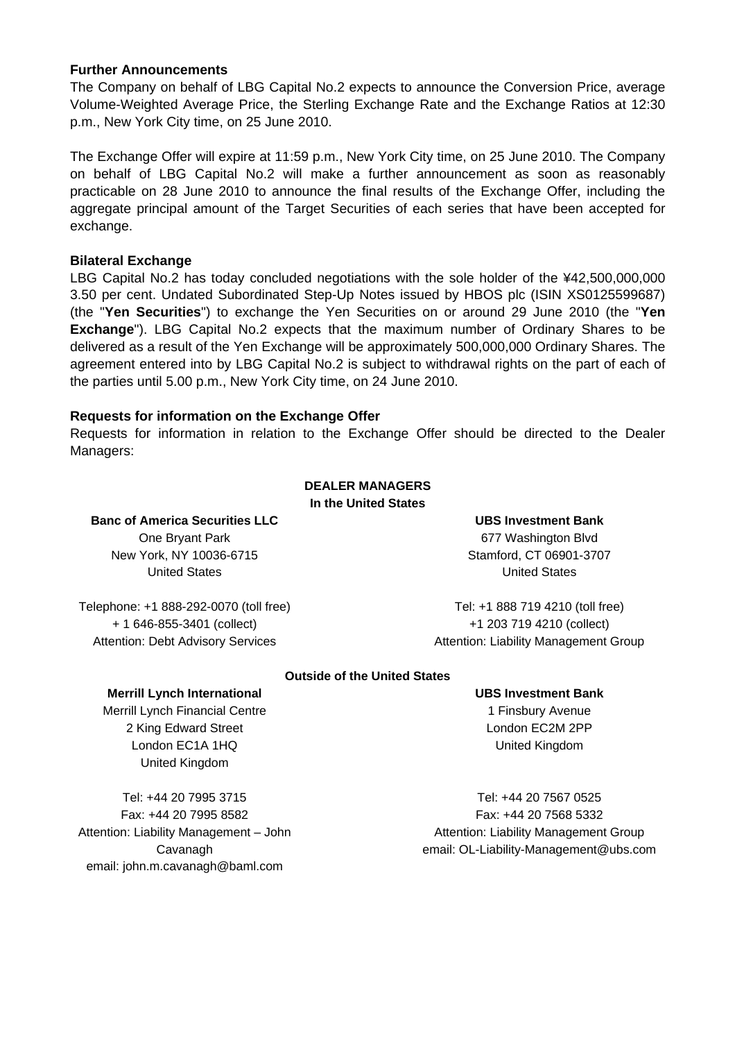**Further Announcements**

The Company on behalf of LBG Capital No.2 expects to announce the Conversion Price, average Volume-Weighted Average Price, the Sterling Exchange Rate and the Exchange Ratios at 12:30 p.m., New York City time, on 25 June 2010.

The Exchange Offer will expire at 11:59 p.m., New York City time, on 25 June 2010. The Company on behalf of LBG Capital No.2 will make a further announcement as soon as reasonably practicable on 28 June 2010 to announce the final results of the Exchange Offer, including the aggregate principal amount of the Target Securities of each series that have been accepted for exchange.

**Bilateral Exchange**

LBG Capital No.2 has today concluded negotiations with the sole holder of the ¥42,500,000,000 3.50 per cent. Undated Subordinated Step-Up Notes issued by HBOS plc (ISIN XS0125599687) (the "**Yen Securities**") to exchange the Yen Securities on or around 29 June 2010 (the "**Yen Exchange**"). LBG Capital No.2 expects that the maximum number of Ordinary Shares to be delivered as a result of the Yen Exchange will be approximately 500,000,000 Ordinary Shares. The agreement entered into by LBG Capital No.2 is subject to withdrawal rights on the part of each of the parties until 5.00 p.m., New York City time, on 24 June 2010.

**Requests for information on the Exchange Offer**

Requests for information in relation to the Exchange Offer should be directed to the Dealer Managers:

**DEALER MANAGERS**

**In the United States**

**Banc of America Securities LLC**
One Bryant Park
New York, NY 10036-6715
United States

Telephone: +1 888-292-0070 (toll free)
+ 1 646-855-3401 (collect)
Attention: Debt Advisory Services

**UBS Investment Bank**
677 Washington Blvd
Stamford, CT 06901-3707
United States

Tel: +1 888 719 4210 (toll free)
+1 203 719 4210 (collect)
Attention: Liability Management Group

**Outside of the United States**

**Merrill Lynch International**
Merrill Lynch Financial Centre
2 King Edward Street
London EC1A 1HQ
United Kingdom

Tel: +44 20 7995 3715
Fax: +44 20 7995 8582
Attention: Liability Management – John Cavanagh
email: john.m.cavanagh@baml.com

**UBS Investment Bank**
1 Finsbury Avenue
London EC2M 2PP
United Kingdom

Tel: +44 20 7567 0525
Fax: +44 20 7568 5332
Attention: Liability Management Group
email: OL-Liability-Management@ubs.com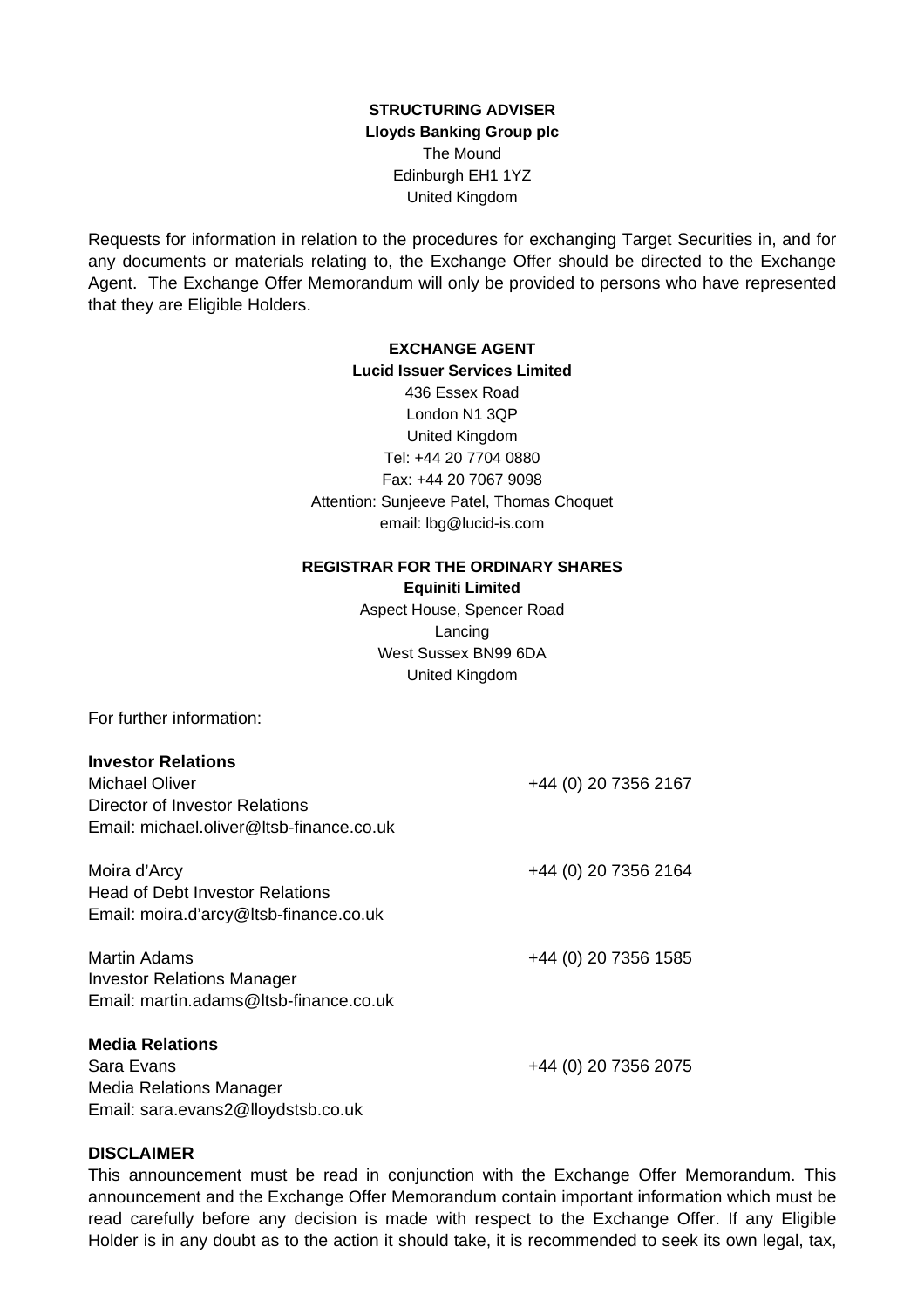**STRUCTURING ADVISER**
**Lloyds Banking Group plc**
The Mound
Edinburgh EH1 1YZ
United Kingdom

Requests for information in relation to the procedures for exchanging Target Securities in, and for any documents or materials relating to, the Exchange Offer should be directed to the Exchange Agent. The Exchange Offer Memorandum will only be provided to persons who have represented that they are Eligible Holders.

**EXCHANGE AGENT**
**Lucid Issuer Services Limited**
436 Essex Road
London N1 3QP
United Kingdom
Tel: +44 20 7704 0880
Fax: +44 20 7067 9098
Attention: Sunjeeve Patel, Thomas Choquet
email: lbg@lucid-is.com

**REGISTRAR FOR THE ORDINARY SHARES**
**Equiniti Limited**
Aspect House, Spencer Road
Lancing
West Sussex BN99 6DA
United Kingdom

For further information:

**Investor Relations**

Michael Oliver — +44 (0) 20 7356 2167
Director of Investor Relations
Email: michael.oliver@ltsb-finance.co.uk

Moira d'Arcy — +44 (0) 20 7356 2164
Head of Debt Investor Relations
Email: moira.d'arcy@ltsb-finance.co.uk

Martin Adams — +44 (0) 20 7356 1585
Investor Relations Manager
Email: martin.adams@ltsb-finance.co.uk

**Media Relations**

Sara Evans — +44 (0) 20 7356 2075
Media Relations Manager
Email: sara.evans2@lloydstsb.co.uk

**DISCLAIMER**

This announcement must be read in conjunction with the Exchange Offer Memorandum. This announcement and the Exchange Offer Memorandum contain important information which must be read carefully before any decision is made with respect to the Exchange Offer. If any Eligible Holder is in any doubt as to the action it should take, it is recommended to seek its own legal, tax,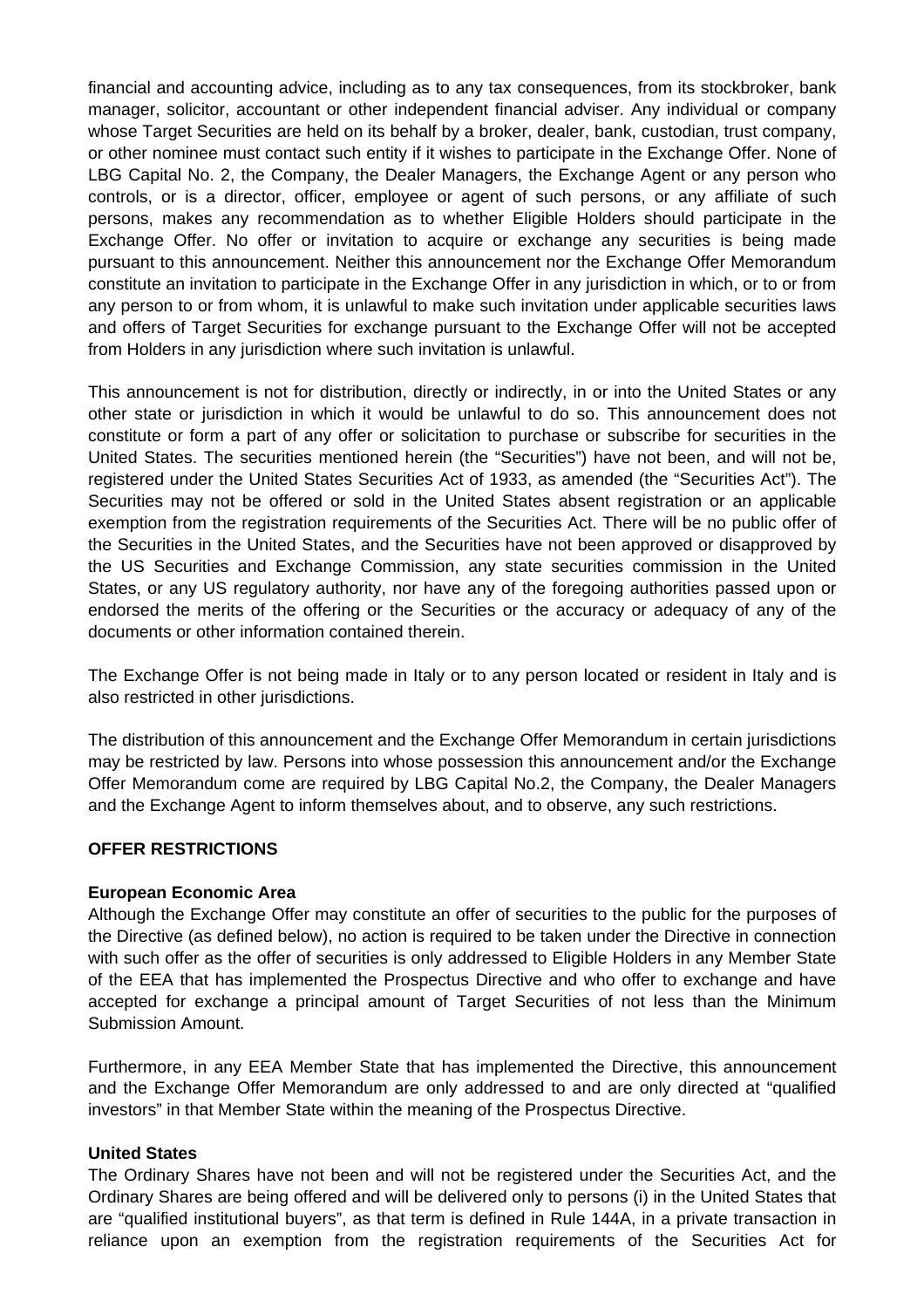financial and accounting advice, including as to any tax consequences, from its stockbroker, bank manager, solicitor, accountant or other independent financial adviser. Any individual or company whose Target Securities are held on its behalf by a broker, dealer, bank, custodian, trust company, or other nominee must contact such entity if it wishes to participate in the Exchange Offer. None of LBG Capital No. 2, the Company, the Dealer Managers, the Exchange Agent or any person who controls, or is a director, officer, employee or agent of such persons, or any affiliate of such persons, makes any recommendation as to whether Eligible Holders should participate in the Exchange Offer. No offer or invitation to acquire or exchange any securities is being made pursuant to this announcement. Neither this announcement nor the Exchange Offer Memorandum constitute an invitation to participate in the Exchange Offer in any jurisdiction in which, or to or from any person to or from whom, it is unlawful to make such invitation under applicable securities laws and offers of Target Securities for exchange pursuant to the Exchange Offer will not be accepted from Holders in any jurisdiction where such invitation is unlawful.

This announcement is not for distribution, directly or indirectly, in or into the United States or any other state or jurisdiction in which it would be unlawful to do so. This announcement does not constitute or form a part of any offer or solicitation to purchase or subscribe for securities in the United States. The securities mentioned herein (the "Securities") have not been, and will not be, registered under the United States Securities Act of 1933, as amended (the "Securities Act"). The Securities may not be offered or sold in the United States absent registration or an applicable exemption from the registration requirements of the Securities Act. There will be no public offer of the Securities in the United States, and the Securities have not been approved or disapproved by the US Securities and Exchange Commission, any state securities commission in the United States, or any US regulatory authority, nor have any of the foregoing authorities passed upon or endorsed the merits of the offering or the Securities or the accuracy or adequacy of any of the documents or other information contained therein.

The Exchange Offer is not being made in Italy or to any person located or resident in Italy and is also restricted in other jurisdictions.

The distribution of this announcement and the Exchange Offer Memorandum in certain jurisdictions may be restricted by law. Persons into whose possession this announcement and/or the Exchange Offer Memorandum come are required by LBG Capital No.2, the Company, the Dealer Managers and the Exchange Agent to inform themselves about, and to observe, any such restrictions.

**OFFER RESTRICTIONS**

**European Economic Area**

Although the Exchange Offer may constitute an offer of securities to the public for the purposes of the Directive (as defined below), no action is required to be taken under the Directive in connection with such offer as the offer of securities is only addressed to Eligible Holders in any Member State of the EEA that has implemented the Prospectus Directive and who offer to exchange and have accepted for exchange a principal amount of Target Securities of not less than the Minimum Submission Amount.

Furthermore, in any EEA Member State that has implemented the Directive, this announcement and the Exchange Offer Memorandum are only addressed to and are only directed at "qualified investors" in that Member State within the meaning of the Prospectus Directive.

**United States**

The Ordinary Shares have not been and will not be registered under the Securities Act, and the Ordinary Shares are being offered and will be delivered only to persons (i) in the United States that are "qualified institutional buyers", as that term is defined in Rule 144A, in a private transaction in reliance upon an exemption from the registration requirements of the Securities Act for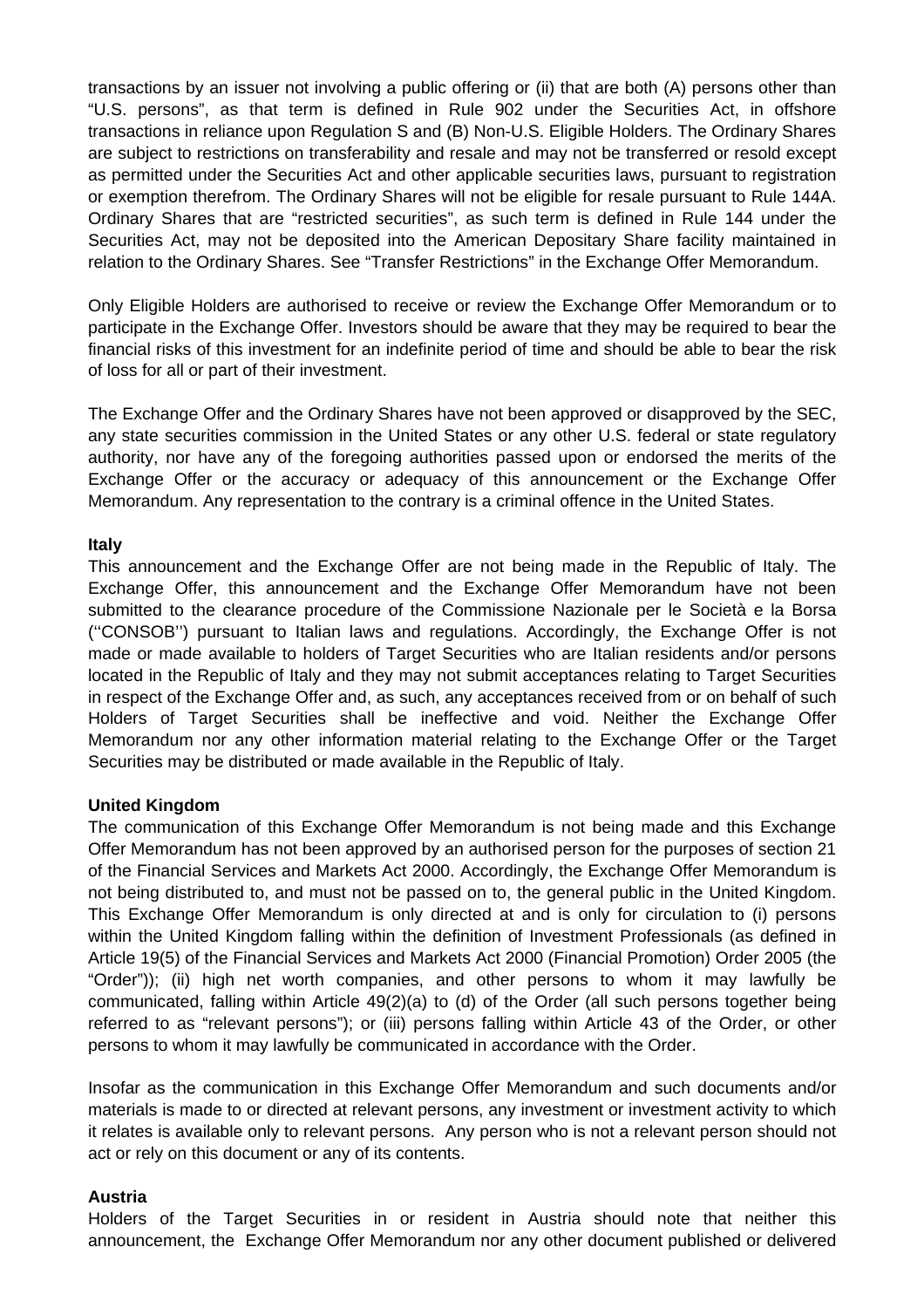transactions by an issuer not involving a public offering or (ii) that are both (A) persons other than "U.S. persons", as that term is defined in Rule 902 under the Securities Act, in offshore transactions in reliance upon Regulation S and (B) Non-U.S. Eligible Holders. The Ordinary Shares are subject to restrictions on transferability and resale and may not be transferred or resold except as permitted under the Securities Act and other applicable securities laws, pursuant to registration or exemption therefrom. The Ordinary Shares will not be eligible for resale pursuant to Rule 144A. Ordinary Shares that are "restricted securities", as such term is defined in Rule 144 under the Securities Act, may not be deposited into the American Depositary Share facility maintained in relation to the Ordinary Shares. See "Transfer Restrictions" in the Exchange Offer Memorandum.

Only Eligible Holders are authorised to receive or review the Exchange Offer Memorandum or to participate in the Exchange Offer. Investors should be aware that they may be required to bear the financial risks of this investment for an indefinite period of time and should be able to bear the risk of loss for all or part of their investment.

The Exchange Offer and the Ordinary Shares have not been approved or disapproved by the SEC, any state securities commission in the United States or any other U.S. federal or state regulatory authority, nor have any of the foregoing authorities passed upon or endorsed the merits of the Exchange Offer or the accuracy or adequacy of this announcement or the Exchange Offer Memorandum. Any representation to the contrary is a criminal offence in the United States.

**Italy**

This announcement and the Exchange Offer are not being made in the Republic of Italy. The Exchange Offer, this announcement and the Exchange Offer Memorandum have not been submitted to the clearance procedure of the Commissione Nazionale per le Società e la Borsa (''CONSOB'') pursuant to Italian laws and regulations. Accordingly, the Exchange Offer is not made or made available to holders of Target Securities who are Italian residents and/or persons located in the Republic of Italy and they may not submit acceptances relating to Target Securities in respect of the Exchange Offer and, as such, any acceptances received from or on behalf of such Holders of Target Securities shall be ineffective and void. Neither the Exchange Offer Memorandum nor any other information material relating to the Exchange Offer or the Target Securities may be distributed or made available in the Republic of Italy.

**United Kingdom**

The communication of this Exchange Offer Memorandum is not being made and this Exchange Offer Memorandum has not been approved by an authorised person for the purposes of section 21 of the Financial Services and Markets Act 2000. Accordingly, the Exchange Offer Memorandum is not being distributed to, and must not be passed on to, the general public in the United Kingdom. This Exchange Offer Memorandum is only directed at and is only for circulation to (i) persons within the United Kingdom falling within the definition of Investment Professionals (as defined in Article 19(5) of the Financial Services and Markets Act 2000 (Financial Promotion) Order 2005 (the "Order")); (ii) high net worth companies, and other persons to whom it may lawfully be communicated, falling within Article 49(2)(a) to (d) of the Order (all such persons together being referred to as "relevant persons"); or (iii) persons falling within Article 43 of the Order, or other persons to whom it may lawfully be communicated in accordance with the Order.

Insofar as the communication in this Exchange Offer Memorandum and such documents and/or materials is made to or directed at relevant persons, any investment or investment activity to which it relates is available only to relevant persons. Any person who is not a relevant person should not act or rely on this document or any of its contents.

**Austria**

Holders of the Target Securities in or resident in Austria should note that neither this announcement, the Exchange Offer Memorandum nor any other document published or delivered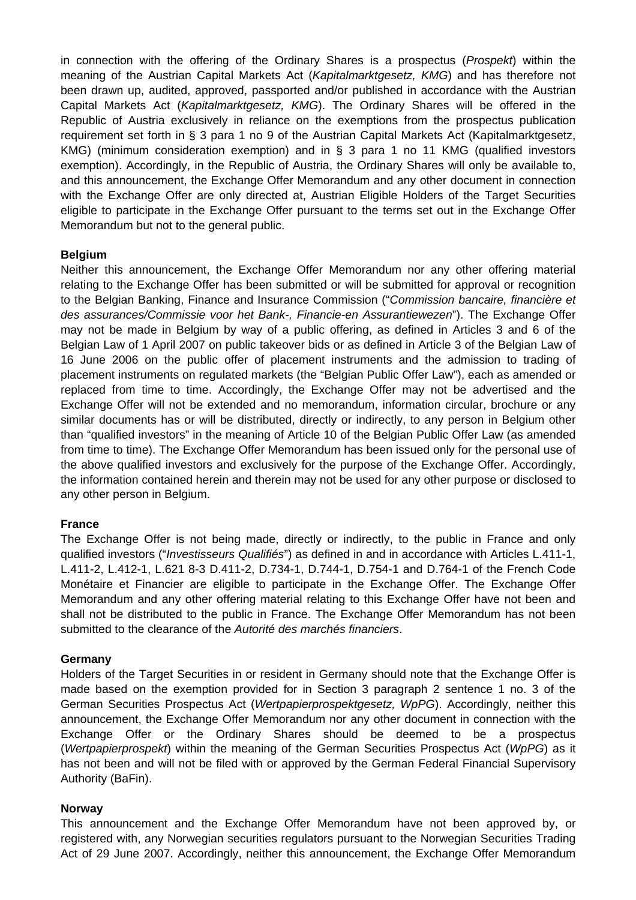in connection with the offering of the Ordinary Shares is a prospectus (*Prospekt*) within the meaning of the Austrian Capital Markets Act (*Kapitalmarktgesetz, KMG*) and has therefore not been drawn up, audited, approved, passported and/or published in accordance with the Austrian Capital Markets Act (*Kapitalmarktgesetz, KMG*). The Ordinary Shares will be offered in the Republic of Austria exclusively in reliance on the exemptions from the prospectus publication requirement set forth in § 3 para 1 no 9 of the Austrian Capital Markets Act (Kapitalmarktgesetz, KMG) (minimum consideration exemption) and in § 3 para 1 no 11 KMG (qualified investors exemption). Accordingly, in the Republic of Austria, the Ordinary Shares will only be available to, and this announcement, the Exchange Offer Memorandum and any other document in connection with the Exchange Offer are only directed at, Austrian Eligible Holders of the Target Securities eligible to participate in the Exchange Offer pursuant to the terms set out in the Exchange Offer Memorandum but not to the general public.

**Belgium**

Neither this announcement, the Exchange Offer Memorandum nor any other offering material relating to the Exchange Offer has been submitted or will be submitted for approval or recognition to the Belgian Banking, Finance and Insurance Commission ("*Commission bancaire, financière et des assurances/Commissie voor het Bank-, Financie-en Assurantiewezen*"). The Exchange Offer may not be made in Belgium by way of a public offering, as defined in Articles 3 and 6 of the Belgian Law of 1 April 2007 on public takeover bids or as defined in Article 3 of the Belgian Law of 16 June 2006 on the public offer of placement instruments and the admission to trading of placement instruments on regulated markets (the "Belgian Public Offer Law"), each as amended or replaced from time to time. Accordingly, the Exchange Offer may not be advertised and the Exchange Offer will not be extended and no memorandum, information circular, brochure or any similar documents has or will be distributed, directly or indirectly, to any person in Belgium other than "qualified investors" in the meaning of Article 10 of the Belgian Public Offer Law (as amended from time to time). The Exchange Offer Memorandum has been issued only for the personal use of the above qualified investors and exclusively for the purpose of the Exchange Offer. Accordingly, the information contained herein and therein may not be used for any other purpose or disclosed to any other person in Belgium.

**France**

The Exchange Offer is not being made, directly or indirectly, to the public in France and only qualified investors ("*Investisseurs Qualifiés*") as defined in and in accordance with Articles L.411-1, L.411-2, L.412-1, L.621 8-3 D.411-2, D.734-1, D.744-1, D.754-1 and D.764-1 of the French Code Monétaire et Financier are eligible to participate in the Exchange Offer. The Exchange Offer Memorandum and any other offering material relating to this Exchange Offer have not been and shall not be distributed to the public in France. The Exchange Offer Memorandum has not been submitted to the clearance of the *Autorité des marchés financiers*.

**Germany**

Holders of the Target Securities in or resident in Germany should note that the Exchange Offer is made based on the exemption provided for in Section 3 paragraph 2 sentence 1 no. 3 of the German Securities Prospectus Act (*Wertpapierprospektgesetz, WpPG*). Accordingly, neither this announcement, the Exchange Offer Memorandum nor any other document in connection with the Exchange Offer or the Ordinary Shares should be deemed to be a prospectus (*Wertpapierprospekt*) within the meaning of the German Securities Prospectus Act (*WpPG*) as it has not been and will not be filed with or approved by the German Federal Financial Supervisory Authority (BaFin).

**Norway**

This announcement and the Exchange Offer Memorandum have not been approved by, or registered with, any Norwegian securities regulators pursuant to the Norwegian Securities Trading Act of 29 June 2007. Accordingly, neither this announcement, the Exchange Offer Memorandum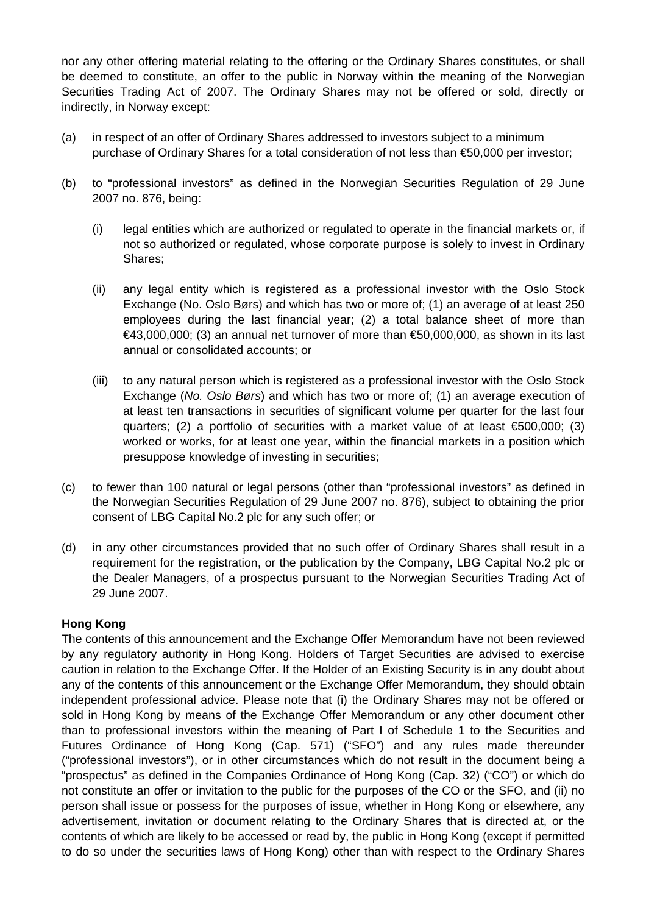nor any other offering material relating to the offering or the Ordinary Shares constitutes, or shall be deemed to constitute, an offer to the public in Norway within the meaning of the Norwegian Securities Trading Act of 2007. The Ordinary Shares may not be offered or sold, directly or indirectly, in Norway except:

(a) in respect of an offer of Ordinary Shares addressed to investors subject to a minimum purchase of Ordinary Shares for a total consideration of not less than €50,000 per investor;

(b) to "professional investors" as defined in the Norwegian Securities Regulation of 29 June 2007 no. 876, being:

   (i) legal entities which are authorized or regulated to operate in the financial markets or, if not so authorized or regulated, whose corporate purpose is solely to invest in Ordinary Shares;

   (ii) any legal entity which is registered as a professional investor with the Oslo Stock Exchange (No. Oslo Børs) and which has two or more of; (1) an average of at least 250 employees during the last financial year; (2) a total balance sheet of more than €43,000,000; (3) an annual net turnover of more than €50,000,000, as shown in its last annual or consolidated accounts; or

   (iii) to any natural person which is registered as a professional investor with the Oslo Stock Exchange (*No. Oslo Børs*) and which has two or more of; (1) an average execution of at least ten transactions in securities of significant volume per quarter for the last four quarters; (2) a portfolio of securities with a market value of at least €500,000; (3) worked or works, for at least one year, within the financial markets in a position which presuppose knowledge of investing in securities;

(c) to fewer than 100 natural or legal persons (other than "professional investors" as defined in the Norwegian Securities Regulation of 29 June 2007 no. 876), subject to obtaining the prior consent of LBG Capital No.2 plc for any such offer; or

(d) in any other circumstances provided that no such offer of Ordinary Shares shall result in a requirement for the registration, or the publication by the Company, LBG Capital No.2 plc or the Dealer Managers, of a prospectus pursuant to the Norwegian Securities Trading Act of 29 June 2007.

**Hong Kong**

The contents of this announcement and the Exchange Offer Memorandum have not been reviewed by any regulatory authority in Hong Kong. Holders of Target Securities are advised to exercise caution in relation to the Exchange Offer. If the Holder of an Existing Security is in any doubt about any of the contents of this announcement or the Exchange Offer Memorandum, they should obtain independent professional advice. Please note that (i) the Ordinary Shares may not be offered or sold in Hong Kong by means of the Exchange Offer Memorandum or any other document other than to professional investors within the meaning of Part I of Schedule 1 to the Securities and Futures Ordinance of Hong Kong (Cap. 571) ("SFO") and any rules made thereunder ("professional investors"), or in other circumstances which do not result in the document being a "prospectus" as defined in the Companies Ordinance of Hong Kong (Cap. 32) ("CO") or which do not constitute an offer or invitation to the public for the purposes of the CO or the SFO, and (ii) no person shall issue or possess for the purposes of issue, whether in Hong Kong or elsewhere, any advertisement, invitation or document relating to the Ordinary Shares that is directed at, or the contents of which are likely to be accessed or read by, the public in Hong Kong (except if permitted to do so under the securities laws of Hong Kong) other than with respect to the Ordinary Shares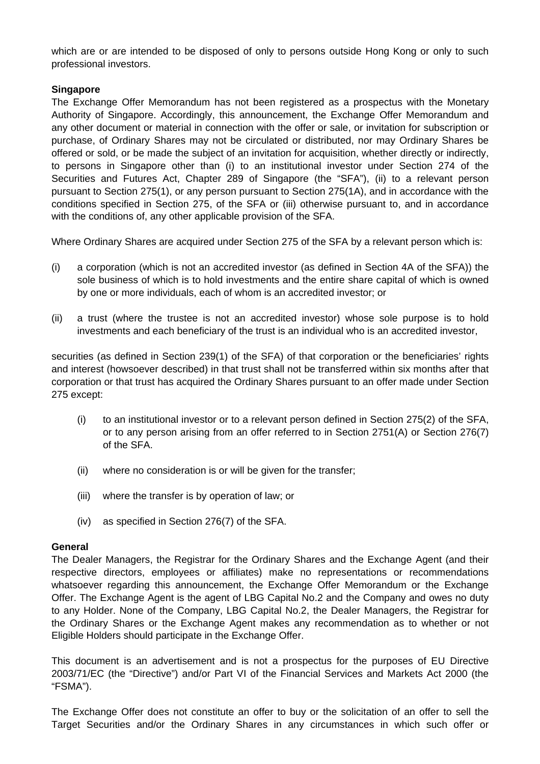which are or are intended to be disposed of only to persons outside Hong Kong or only to such professional investors.

**Singapore**

The Exchange Offer Memorandum has not been registered as a prospectus with the Monetary Authority of Singapore. Accordingly, this announcement, the Exchange Offer Memorandum and any other document or material in connection with the offer or sale, or invitation for subscription or purchase, of Ordinary Shares may not be circulated or distributed, nor may Ordinary Shares be offered or sold, or be made the subject of an invitation for acquisition, whether directly or indirectly, to persons in Singapore other than (i) to an institutional investor under Section 274 of the Securities and Futures Act, Chapter 289 of Singapore (the "SFA"), (ii) to a relevant person pursuant to Section 275(1), or any person pursuant to Section 275(1A), and in accordance with the conditions specified in Section 275, of the SFA or (iii) otherwise pursuant to, and in accordance with the conditions of, any other applicable provision of the SFA.

Where Ordinary Shares are acquired under Section 275 of the SFA by a relevant person which is:

(i) a corporation (which is not an accredited investor (as defined in Section 4A of the SFA)) the sole business of which is to hold investments and the entire share capital of which is owned by one or more individuals, each of whom is an accredited investor; or

(ii) a trust (where the trustee is not an accredited investor) whose sole purpose is to hold investments and each beneficiary of the trust is an individual who is an accredited investor,

securities (as defined in Section 239(1) of the SFA) of that corporation or the beneficiaries' rights and interest (howsoever described) in that trust shall not be transferred within six months after that corporation or that trust has acquired the Ordinary Shares pursuant to an offer made under Section 275 except:

(i) to an institutional investor or to a relevant person defined in Section 275(2) of the SFA, or to any person arising from an offer referred to in Section 2751(A) or Section 276(7) of the SFA.

(ii) where no consideration is or will be given for the transfer;

(iii) where the transfer is by operation of law; or

(iv) as specified in Section 276(7) of the SFA.

**General**

The Dealer Managers, the Registrar for the Ordinary Shares and the Exchange Agent (and their respective directors, employees or affiliates) make no representations or recommendations whatsoever regarding this announcement, the Exchange Offer Memorandum or the Exchange Offer. The Exchange Agent is the agent of LBG Capital No.2 and the Company and owes no duty to any Holder. None of the Company, LBG Capital No.2, the Dealer Managers, the Registrar for the Ordinary Shares or the Exchange Agent makes any recommendation as to whether or not Eligible Holders should participate in the Exchange Offer.

This document is an advertisement and is not a prospectus for the purposes of EU Directive 2003/71/EC (the "Directive") and/or Part VI of the Financial Services and Markets Act 2000 (the "FSMA").

The Exchange Offer does not constitute an offer to buy or the solicitation of an offer to sell the Target Securities and/or the Ordinary Shares in any circumstances in which such offer or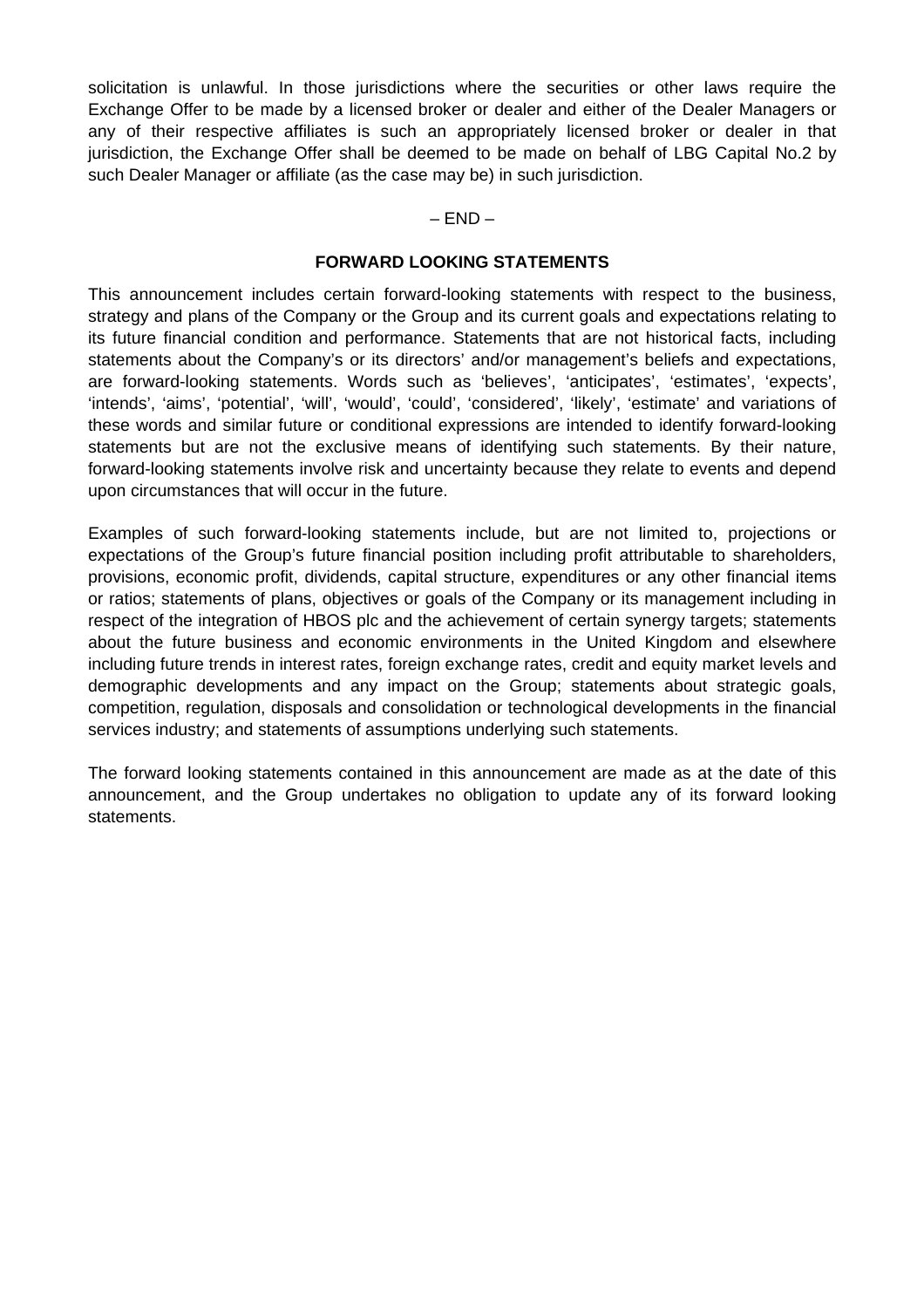solicitation is unlawful. In those jurisdictions where the securities or other laws require the Exchange Offer to be made by a licensed broker or dealer and either of the Dealer Managers or any of their respective affiliates is such an appropriately licensed broker or dealer in that jurisdiction, the Exchange Offer shall be deemed to be made on behalf of LBG Capital No.2 by such Dealer Manager or affiliate (as the case may be) in such jurisdiction.

– END –

**FORWARD LOOKING STATEMENTS**

This announcement includes certain forward-looking statements with respect to the business, strategy and plans of the Company or the Group and its current goals and expectations relating to its future financial condition and performance. Statements that are not historical facts, including statements about the Company's or its directors' and/or management's beliefs and expectations, are forward-looking statements. Words such as 'believes', 'anticipates', 'estimates', 'expects', 'intends', 'aims', 'potential', 'will', 'would', 'could', 'considered', 'likely', 'estimate' and variations of these words and similar future or conditional expressions are intended to identify forward-looking statements but are not the exclusive means of identifying such statements. By their nature, forward-looking statements involve risk and uncertainty because they relate to events and depend upon circumstances that will occur in the future.

Examples of such forward-looking statements include, but are not limited to, projections or expectations of the Group's future financial position including profit attributable to shareholders, provisions, economic profit, dividends, capital structure, expenditures or any other financial items or ratios; statements of plans, objectives or goals of the Company or its management including in respect of the integration of HBOS plc and the achievement of certain synergy targets; statements about the future business and economic environments in the United Kingdom and elsewhere including future trends in interest rates, foreign exchange rates, credit and equity market levels and demographic developments and any impact on the Group; statements about strategic goals, competition, regulation, disposals and consolidation or technological developments in the financial services industry; and statements of assumptions underlying such statements.

The forward looking statements contained in this announcement are made as at the date of this announcement, and the Group undertakes no obligation to update any of its forward looking statements.